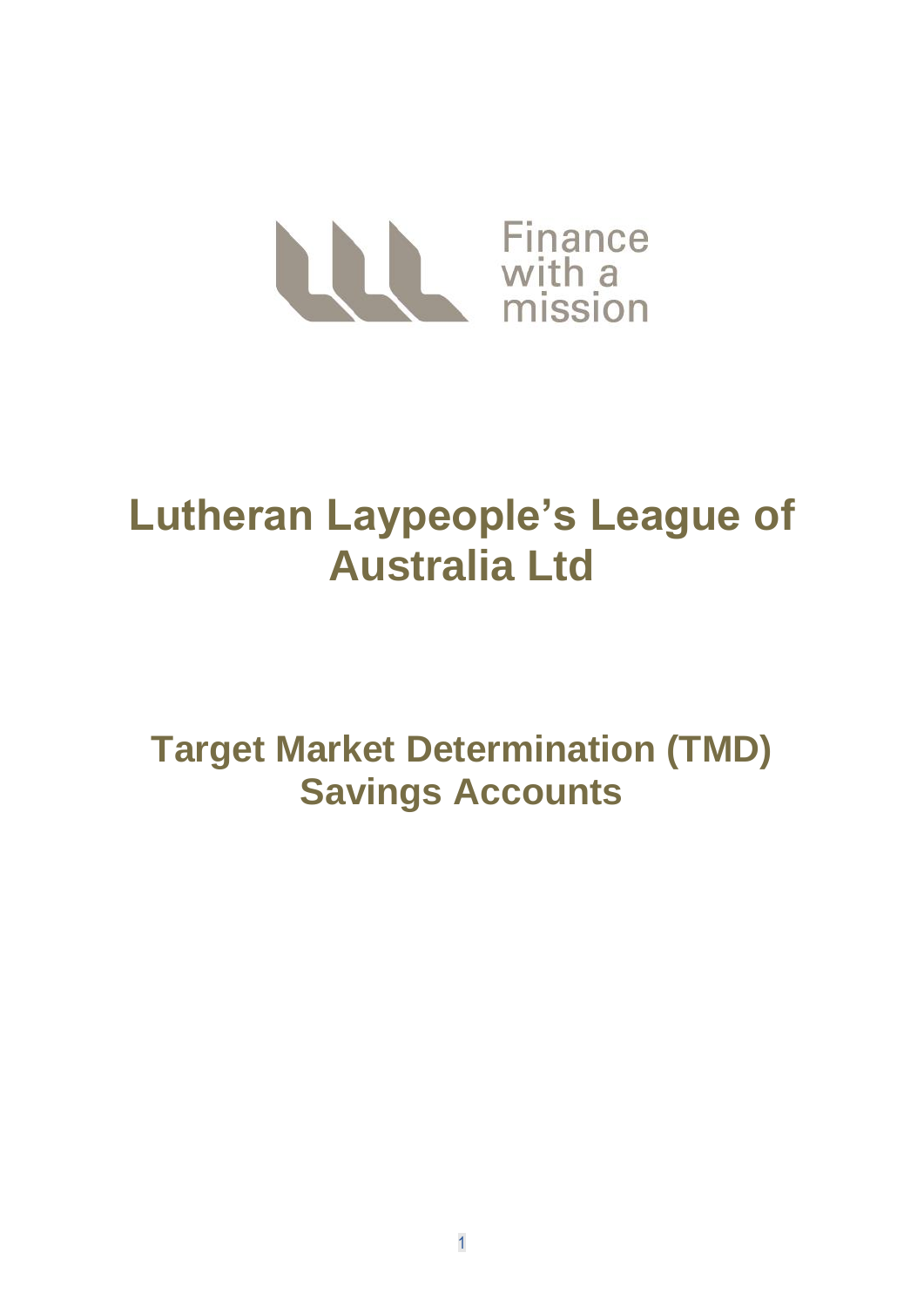Finance with a mission

# Lutheran Laypeople's League of Australia Ltd

## Target Market Determination (TMD) Savings Accounts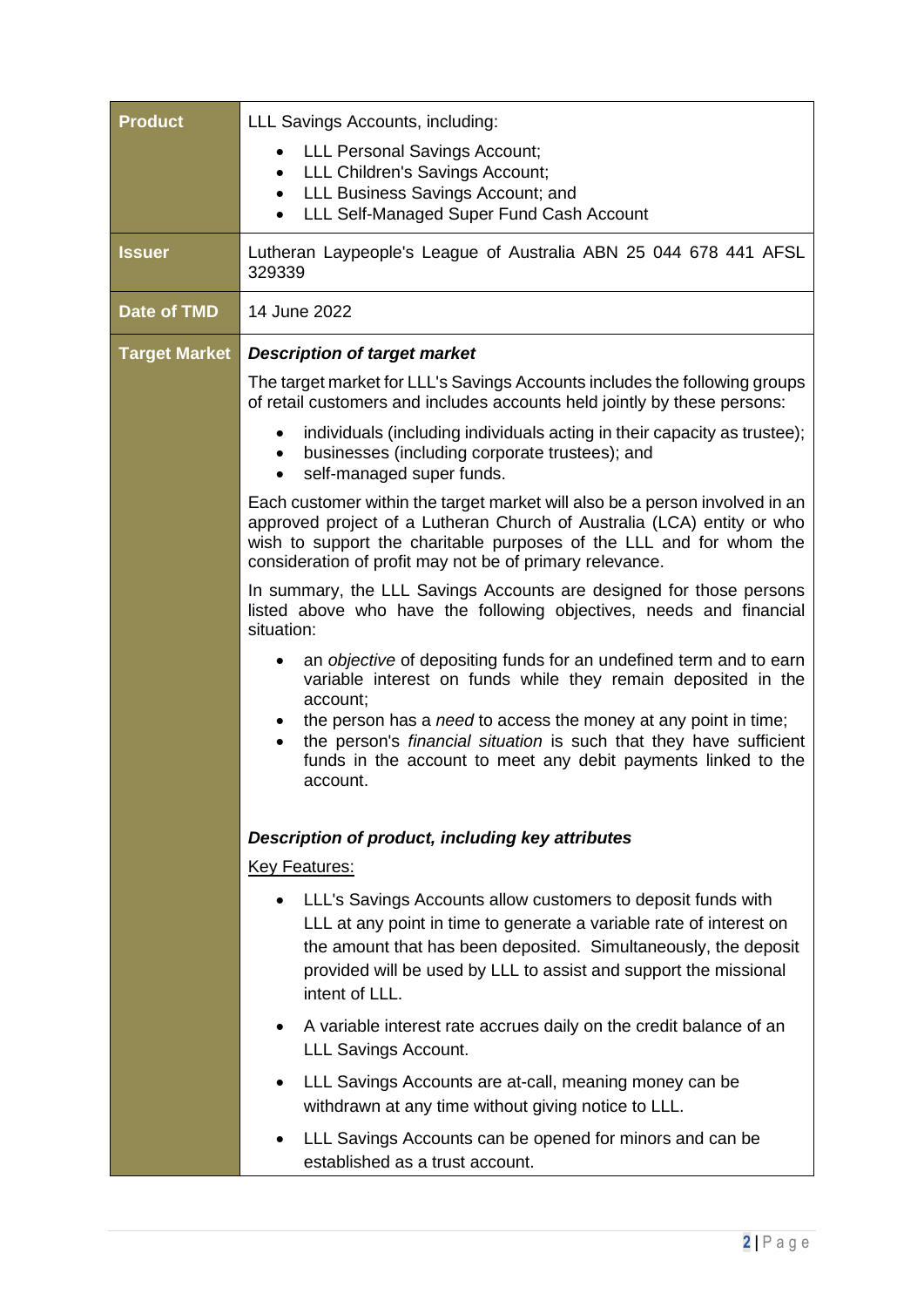| | |
|---|---|
| **Product** | LLL Savings Accounts, including:<br>• LLL Personal Savings Account;<br>• LLL Children's Savings Account;<br>• LLL Business Savings Account; and<br>• LLL Self-Managed Super Fund Cash Account |
| **Issuer** | Lutheran Laypeople's League of Australia ABN 25 044 678 441 AFSL 329339 |
| **Date of TMD** | 14 June 2022 |
| **Target Market** | ***Description of target market***<br><br>The target market for LLL's Savings Accounts includes the following groups of retail customers and includes accounts held jointly by these persons:<br>• individuals (including individuals acting in their capacity as trustee);<br>• businesses (including corporate trustees); and<br>• self-managed super funds.<br><br>Each customer within the target market will also be a person involved in an approved project of a Lutheran Church of Australia (LCA) entity or who wish to support the charitable purposes of the LLL and for whom the consideration of profit may not be of primary relevance.<br><br>In summary, the LLL Savings Accounts are designed for those persons listed above who have the following objectives, needs and financial situation:<br>• an *objective* of depositing funds for an undefined term and to earn variable interest on funds while they remain deposited in the account;<br>• the person has a *need* to access the money at any point in time;<br>• the person's *financial situation* is such that they have sufficient funds in the account to meet any debit payments linked to the account.<br><br>***Description of product, including key attributes***<br><br><u>Key Features:</u><br>• LLL's Savings Accounts allow customers to deposit funds with LLL at any point in time to generate a variable rate of interest on the amount that has been deposited. Simultaneously, the deposit provided will be used by LLL to assist and support the missional intent of LLL.<br>• A variable interest rate accrues daily on the credit balance of an LLL Savings Account.<br>• LLL Savings Accounts are at-call, meaning money can be withdrawn at any time without giving notice to LLL.<br>• LLL Savings Accounts can be opened for minors and can be established as a trust account. |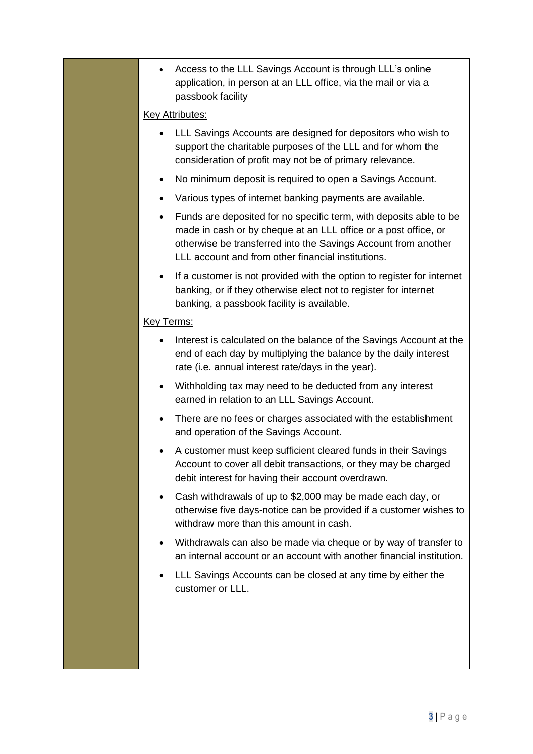- Access to the LLL Savings Account is through LLL's online application, in person at an LLL office, via the mail or via a passbook facility

Key Attributes:

- LLL Savings Accounts are designed for depositors who wish to support the charitable purposes of the LLL and for whom the consideration of profit may not be of primary relevance.
- No minimum deposit is required to open a Savings Account.
- Various types of internet banking payments are available.
- Funds are deposited for no specific term, with deposits able to be made in cash or by cheque at an LLL office or a post office, or otherwise be transferred into the Savings Account from another LLL account and from other financial institutions.
- If a customer is not provided with the option to register for internet banking, or if they otherwise elect not to register for internet banking, a passbook facility is available.

Key Terms:

- Interest is calculated on the balance of the Savings Account at the end of each day by multiplying the balance by the daily interest rate (i.e. annual interest rate/days in the year).
- Withholding tax may need to be deducted from any interest earned in relation to an LLL Savings Account.
- There are no fees or charges associated with the establishment and operation of the Savings Account.
- A customer must keep sufficient cleared funds in their Savings Account to cover all debit transactions, or they may be charged debit interest for having their account overdrawn.
- Cash withdrawals of up to $2,000 may be made each day, or otherwise five days-notice can be provided if a customer wishes to withdraw more than this amount in cash.
- Withdrawals can also be made via cheque or by way of transfer to an internal account or an account with another financial institution.
- LLL Savings Accounts can be closed at any time by either the customer or LLL.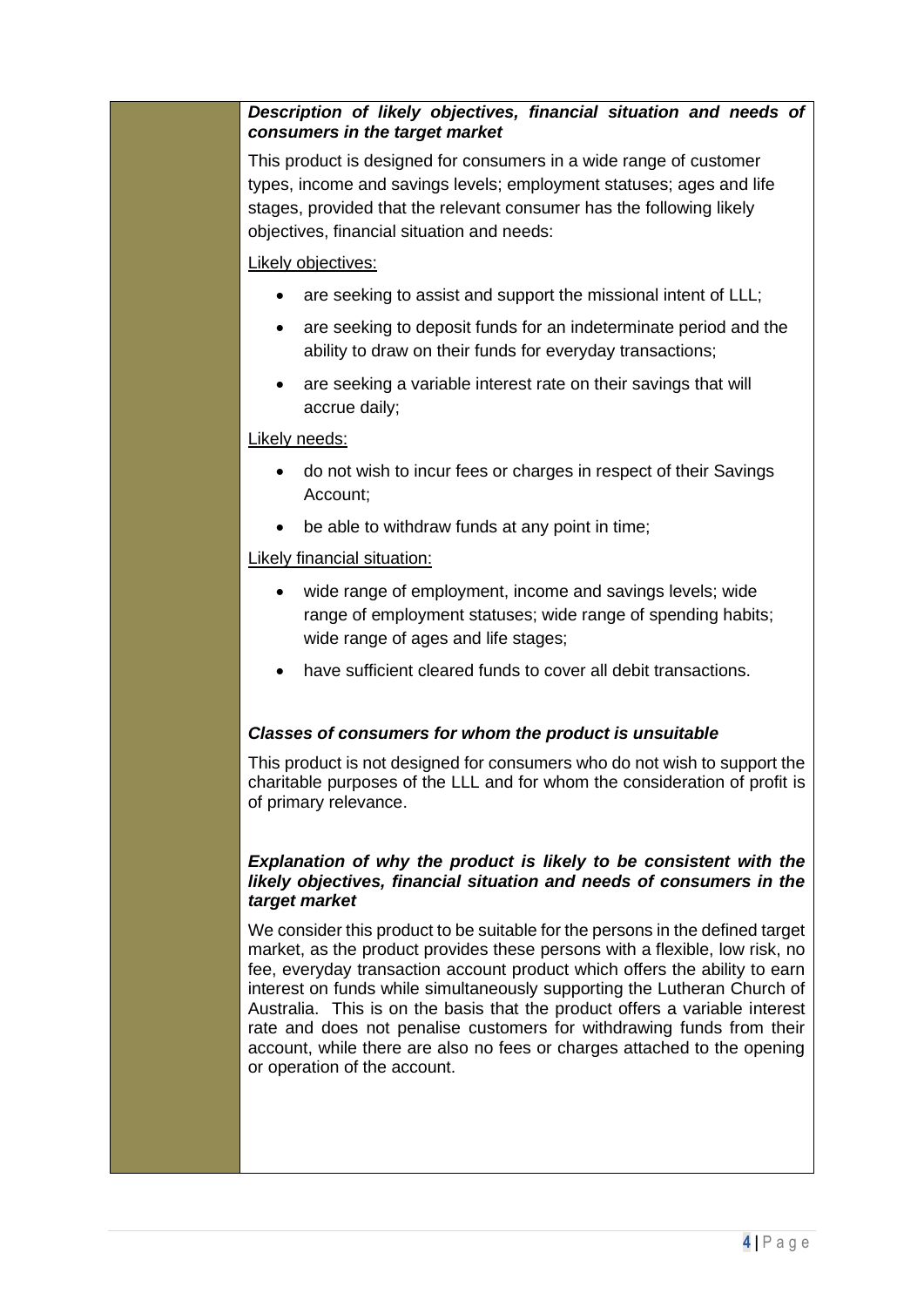***Description of likely objectives, financial situation and needs of consumers in the target market***

This product is designed for consumers in a wide range of customer types, income and savings levels; employment statuses; ages and life stages, provided that the relevant consumer has the following likely objectives, financial situation and needs:

<u>Likely objectives:</u>

- are seeking to assist and support the missional intent of LLL;
- are seeking to deposit funds for an indeterminate period and the ability to draw on their funds for everyday transactions;
- are seeking a variable interest rate on their savings that will accrue daily;

<u>Likely needs:</u>

- do not wish to incur fees or charges in respect of their Savings Account;
- be able to withdraw funds at any point in time;

<u>Likely financial situation:</u>

- wide range of employment, income and savings levels; wide range of employment statuses; wide range of spending habits; wide range of ages and life stages;
- have sufficient cleared funds to cover all debit transactions.

***Classes of consumers for whom the product is unsuitable***

This product is not designed for consumers who do not wish to support the charitable purposes of the LLL and for whom the consideration of profit is of primary relevance.

***Explanation of why the product is likely to be consistent with the likely objectives, financial situation and needs of consumers in the target market***

We consider this product to be suitable for the persons in the defined target market, as the product provides these persons with a flexible, low risk, no fee, everyday transaction account product which offers the ability to earn interest on funds while simultaneously supporting the Lutheran Church of Australia. This is on the basis that the product offers a variable interest rate and does not penalise customers for withdrawing funds from their account, while there are also no fees or charges attached to the opening or operation of the account.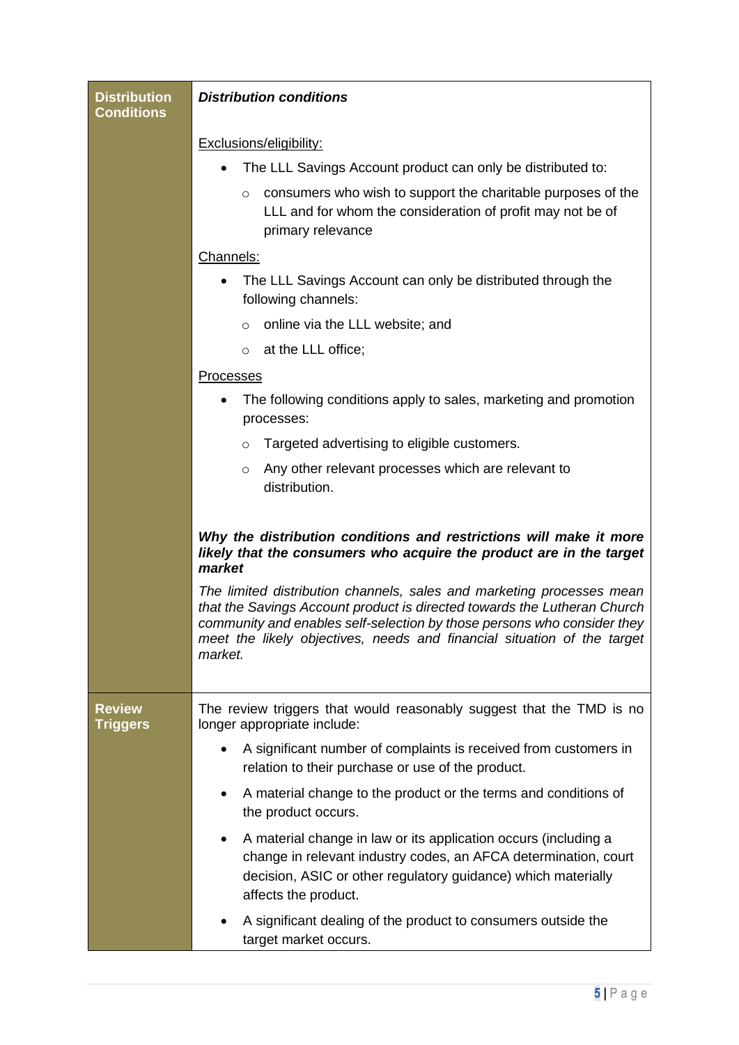| | |
|---|---|
| **Distribution Conditions** | ***Distribution conditions***<br><br><u>Exclusions/eligibility:</u><br>• The LLL Savings Account product can only be distributed to:<br>&nbsp;&nbsp;&nbsp;&nbsp;○ consumers who wish to support the charitable purposes of the LLL and for whom the consideration of profit may not be of primary relevance<br><br><u>Channels:</u><br>• The LLL Savings Account can only be distributed through the following channels:<br>&nbsp;&nbsp;&nbsp;&nbsp;○ online via the LLL website; and<br>&nbsp;&nbsp;&nbsp;&nbsp;○ at the LLL office;<br><br><u>Processes</u><br>• The following conditions apply to sales, marketing and promotion processes:<br>&nbsp;&nbsp;&nbsp;&nbsp;○ Targeted advertising to eligible customers.<br>&nbsp;&nbsp;&nbsp;&nbsp;○ Any other relevant processes which are relevant to distribution.<br><br>***Why the distribution conditions and restrictions will make it more likely that the consumers who acquire the product are in the target market***<br><br>*The limited distribution channels, sales and marketing processes mean that the Savings Account product is directed towards the Lutheran Church community and enables self-selection by those persons who consider they meet the likely objectives, needs and financial situation of the target market.* |
| **Review Triggers** | The review triggers that would reasonably suggest that the TMD is no longer appropriate include:<br>• A significant number of complaints is received from customers in relation to their purchase or use of the product.<br>• A material change to the product or the terms and conditions of the product occurs.<br>• A material change in law or its application occurs (including a change in relevant industry codes, an AFCA determination, court decision, ASIC or other regulatory guidance) which materially affects the product.<br>• A significant dealing of the product to consumers outside the target market occurs. |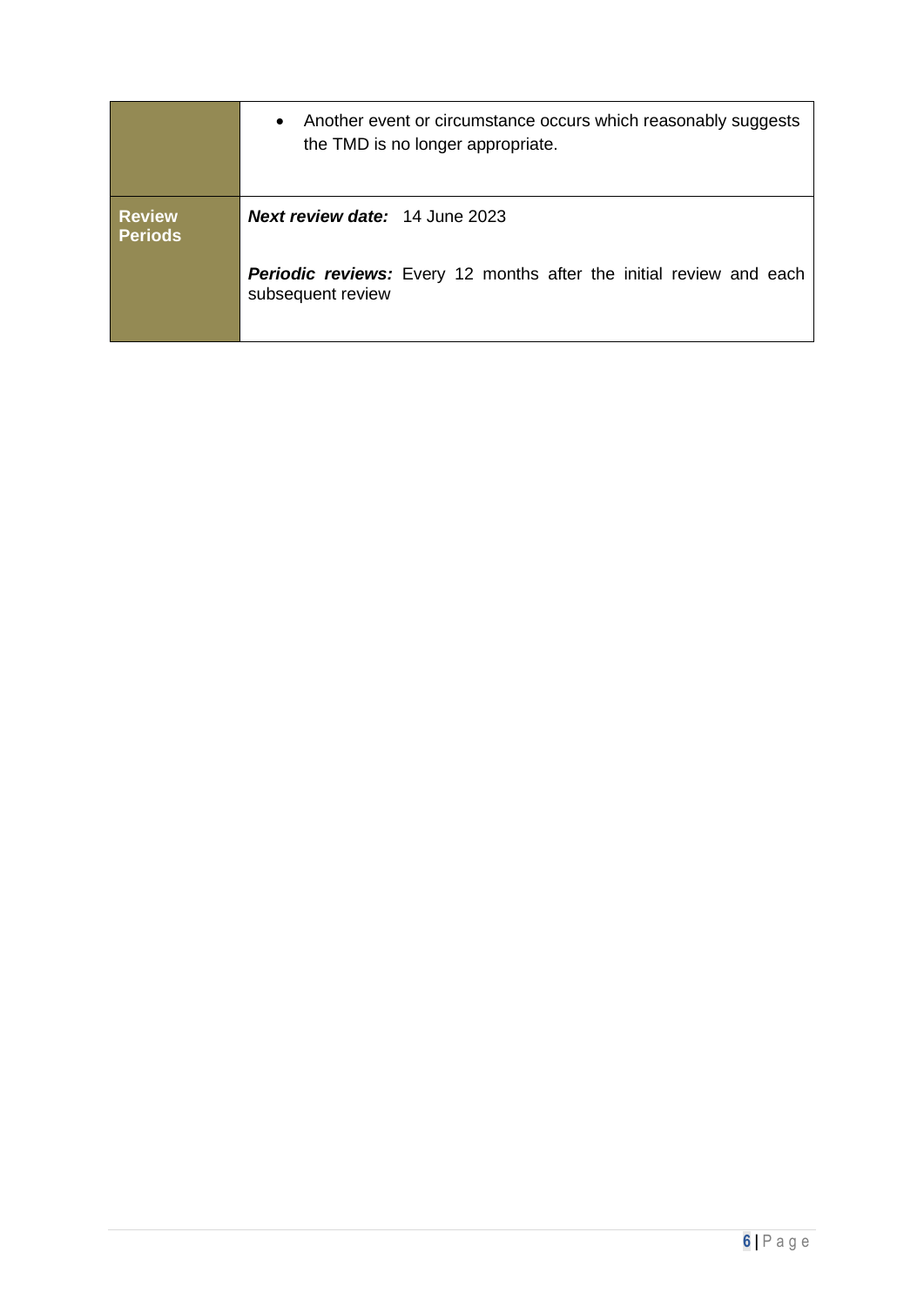| | |
|---|---|
| | • Another event or circumstance occurs which reasonably suggests the TMD is no longer appropriate. |
| **Review Periods** | ***Next review date:*** 14 June 2023<br><br>***Periodic reviews:*** Every 12 months after the initial review and each subsequent review |